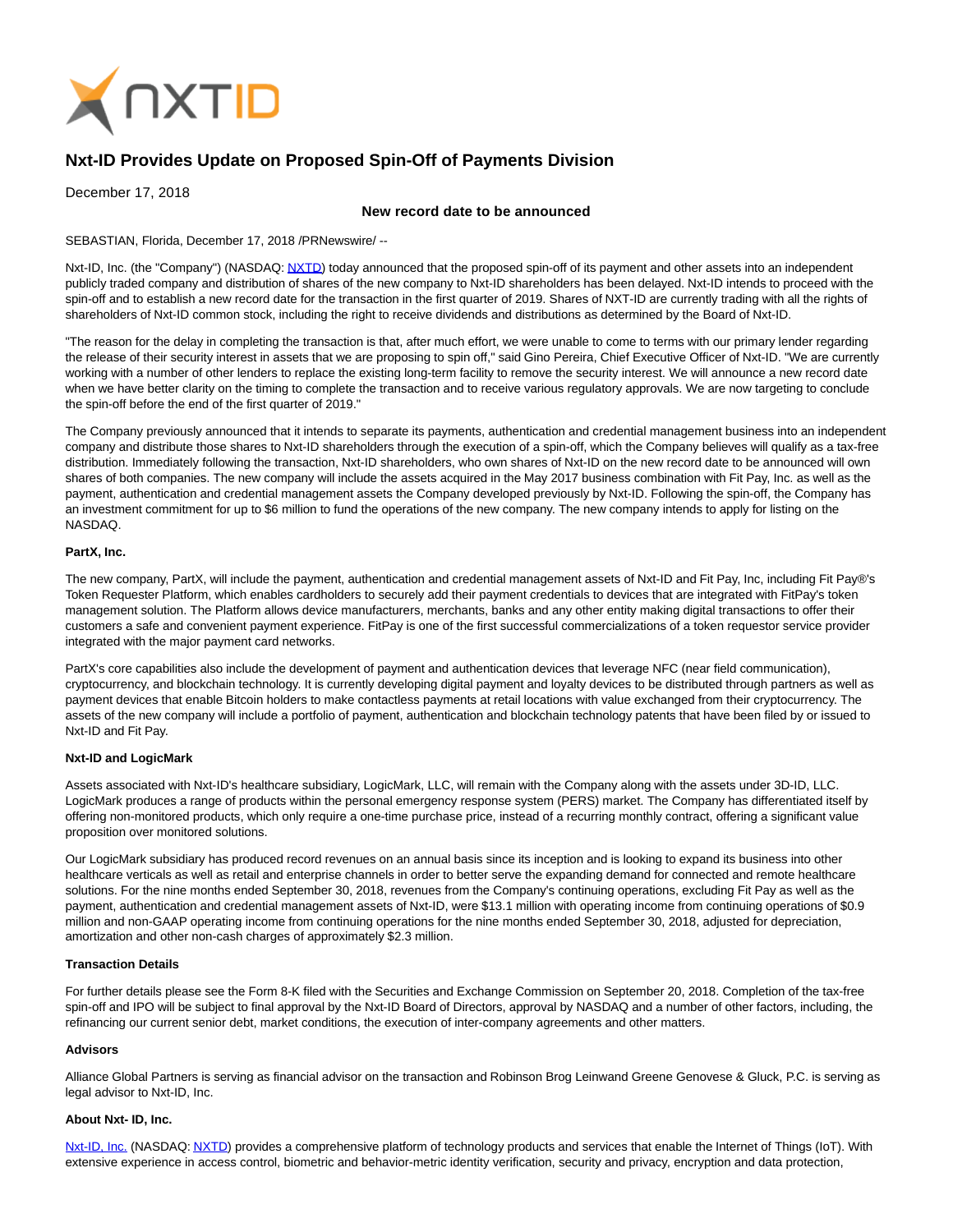# Nxt-ID Provides Update on Proposed Spin-Off of Payments Division

December 17, 2018

**New record date to be announced**

SEBASTIAN, Florida, December 17, 2018 /PRNewswire/ --

Nxt-ID, Inc. (the "Company") (NASDAQ: NXTD) today announced that the proposed spin-off of its payment and other assets into an independent publicly traded company and distribution of shares of the new company to Nxt-ID shareholders has been delayed. Nxt-ID intends to proceed with the spin-off and to establish a new record date for the transaction in the first quarter of 2019. Shares of NXT-ID are currently trading with all the rights of shareholders of Nxt-ID common stock, including the right to receive dividends and distributions as determined by the Board of Nxt-ID.

"The reason for the delay in completing the transaction is that, after much effort, we were unable to come to terms with our primary lender regarding the release of their security interest in assets that we are proposing to spin off," said Gino Pereira, Chief Executive Officer of Nxt-ID. "We are currently working with a number of other lenders to replace the existing long-term facility to remove the security interest. We will announce a new record date when we have better clarity on the timing to complete the transaction and to receive various regulatory approvals. We are now targeting to conclude the spin-off before the end of the first quarter of 2019."

The Company previously announced that it intends to separate its payments, authentication and credential management business into an independent company and distribute those shares to Nxt-ID shareholders through the execution of a spin-off, which the Company believes will qualify as a tax-free distribution. Immediately following the transaction, Nxt-ID shareholders, who own shares of Nxt-ID on the new record date to be announced will own shares of both companies. The new company will include the assets acquired in the May 2017 business combination with Fit Pay, Inc. as well as the payment, authentication and credential management assets the Company developed previously by Nxt-ID. Following the spin-off, the Company has an investment commitment for up to $6 million to fund the operations of the new company. The new company intends to apply for listing on the NASDAQ.

**PartX, Inc.**

The new company, PartX, will include the payment, authentication and credential management assets of Nxt-ID and Fit Pay, Inc, including Fit Pay®'s Token Requester Platform, which enables cardholders to securely add their payment credentials to devices that are integrated with FitPay's token management solution. The Platform allows device manufacturers, merchants, banks and any other entity making digital transactions to offer their customers a safe and convenient payment experience. FitPay is one of the first successful commercializations of a token requestor service provider integrated with the major payment card networks.

PartX's core capabilities also include the development of payment and authentication devices that leverage NFC (near field communication), cryptocurrency, and blockchain technology. It is currently developing digital payment and loyalty devices to be distributed through partners as well as payment devices that enable Bitcoin holders to make contactless payments at retail locations with value exchanged from their cryptocurrency. The assets of the new company will include a portfolio of payment, authentication and blockchain technology patents that have been filed by or issued to Nxt-ID and Fit Pay.

**Nxt-ID and LogicMark**

Assets associated with Nxt-ID's healthcare subsidiary, LogicMark, LLC, will remain with the Company along with the assets under 3D-ID, LLC. LogicMark produces a range of products within the personal emergency response system (PERS) market. The Company has differentiated itself by offering non-monitored products, which only require a one-time purchase price, instead of a recurring monthly contract, offering a significant value proposition over monitored solutions.

Our LogicMark subsidiary has produced record revenues on an annual basis since its inception and is looking to expand its business into other healthcare verticals as well as retail and enterprise channels in order to better serve the expanding demand for connected and remote healthcare solutions. For the nine months ended September 30, 2018, revenues from the Company's continuing operations, excluding Fit Pay as well as the payment, authentication and credential management assets of Nxt-ID, were $13.1 million with operating income from continuing operations of $0.9 million and non-GAAP operating income from continuing operations for the nine months ended September 30, 2018, adjusted for depreciation, amortization and other non-cash charges of approximately $2.3 million.

**Transaction Details**

For further details please see the Form 8-K filed with the Securities and Exchange Commission on September 20, 2018. Completion of the tax-free spin-off and IPO will be subject to final approval by the Nxt-ID Board of Directors, approval by NASDAQ and a number of other factors, including, the refinancing our current senior debt, market conditions, the execution of inter-company agreements and other matters.

**Advisors**

Alliance Global Partners is serving as financial advisor on the transaction and Robinson Brog Leinwand Greene Genovese & Gluck, P.C. is serving as legal advisor to Nxt-ID, Inc.

**About Nxt- ID, Inc.**

Nxt-ID, Inc. (NASDAQ: NXTD) provides a comprehensive platform of technology products and services that enable the Internet of Things (IoT). With extensive experience in access control, biometric and behavior-metric identity verification, security and privacy, encryption and data protection,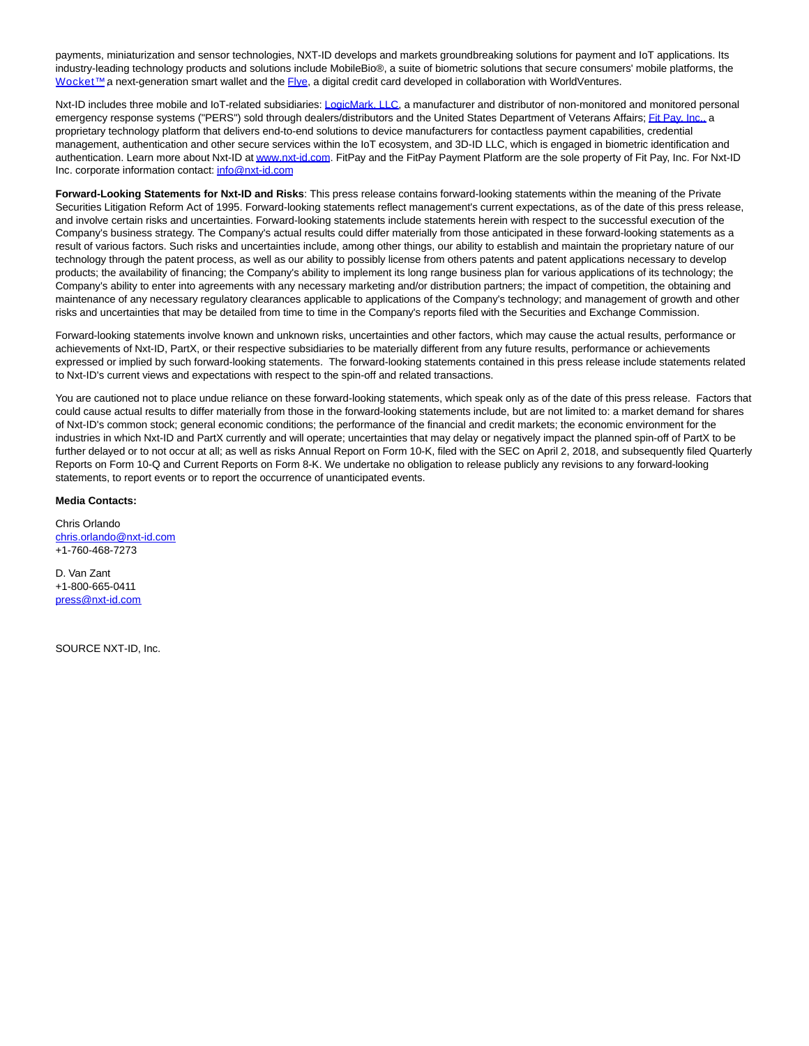payments, miniaturization and sensor technologies, NXT-ID develops and markets groundbreaking solutions for payment and IoT applications. Its industry-leading technology products and solutions include MobileBio®, a suite of biometric solutions that secure consumers' mobile platforms, the Wocket™ a next-generation smart wallet and the Flye, a digital credit card developed in collaboration with WorldVentures.

Nxt-ID includes three mobile and IoT-related subsidiaries: LogicMark, LLC, a manufacturer and distributor of non-monitored and monitored personal emergency response systems ("PERS") sold through dealers/distributors and the United States Department of Veterans Affairs; Fit Pay, Inc., a proprietary technology platform that delivers end-to-end solutions to device manufacturers for contactless payment capabilities, credential management, authentication and other secure services within the IoT ecosystem, and 3D-ID LLC, which is engaged in biometric identification and authentication. Learn more about Nxt-ID at www.nxt-id.com. FitPay and the FitPay Payment Platform are the sole property of Fit Pay, Inc. For Nxt-ID Inc. corporate information contact: info@nxt-id.com

**Forward-Looking Statements for Nxt-ID and Risks**: This press release contains forward-looking statements within the meaning of the Private Securities Litigation Reform Act of 1995. Forward-looking statements reflect management's current expectations, as of the date of this press release, and involve certain risks and uncertainties. Forward-looking statements include statements herein with respect to the successful execution of the Company's business strategy. The Company's actual results could differ materially from those anticipated in these forward-looking statements as a result of various factors. Such risks and uncertainties include, among other things, our ability to establish and maintain the proprietary nature of our technology through the patent process, as well as our ability to possibly license from others patents and patent applications necessary to develop products; the availability of financing; the Company's ability to implement its long range business plan for various applications of its technology; the Company's ability to enter into agreements with any necessary marketing and/or distribution partners; the impact of competition, the obtaining and maintenance of any necessary regulatory clearances applicable to applications of the Company's technology; and management of growth and other risks and uncertainties that may be detailed from time to time in the Company's reports filed with the Securities and Exchange Commission.

Forward-looking statements involve known and unknown risks, uncertainties and other factors, which may cause the actual results, performance or achievements of Nxt-ID, PartX, or their respective subsidiaries to be materially different from any future results, performance or achievements expressed or implied by such forward-looking statements. The forward-looking statements contained in this press release include statements related to Nxt-ID's current views and expectations with respect to the spin-off and related transactions.

You are cautioned not to place undue reliance on these forward-looking statements, which speak only as of the date of this press release. Factors that could cause actual results to differ materially from those in the forward-looking statements include, but are not limited to: a market demand for shares of Nxt-ID's common stock; general economic conditions; the performance of the financial and credit markets; the economic environment for the industries in which Nxt-ID and PartX currently and will operate; uncertainties that may delay or negatively impact the planned spin-off of PartX to be further delayed or to not occur at all; as well as risks Annual Report on Form 10-K, filed with the SEC on April 2, 2018, and subsequently filed Quarterly Reports on Form 10-Q and Current Reports on Form 8-K. We undertake no obligation to release publicly any revisions to any forward-looking statements, to report events or to report the occurrence of unanticipated events.

**Media Contacts:**

Chris Orlando
chris.orlando@nxt-id.com
+1-760-468-7273

D. Van Zant
+1-800-665-0411
press@nxt-id.com

SOURCE NXT-ID, Inc.